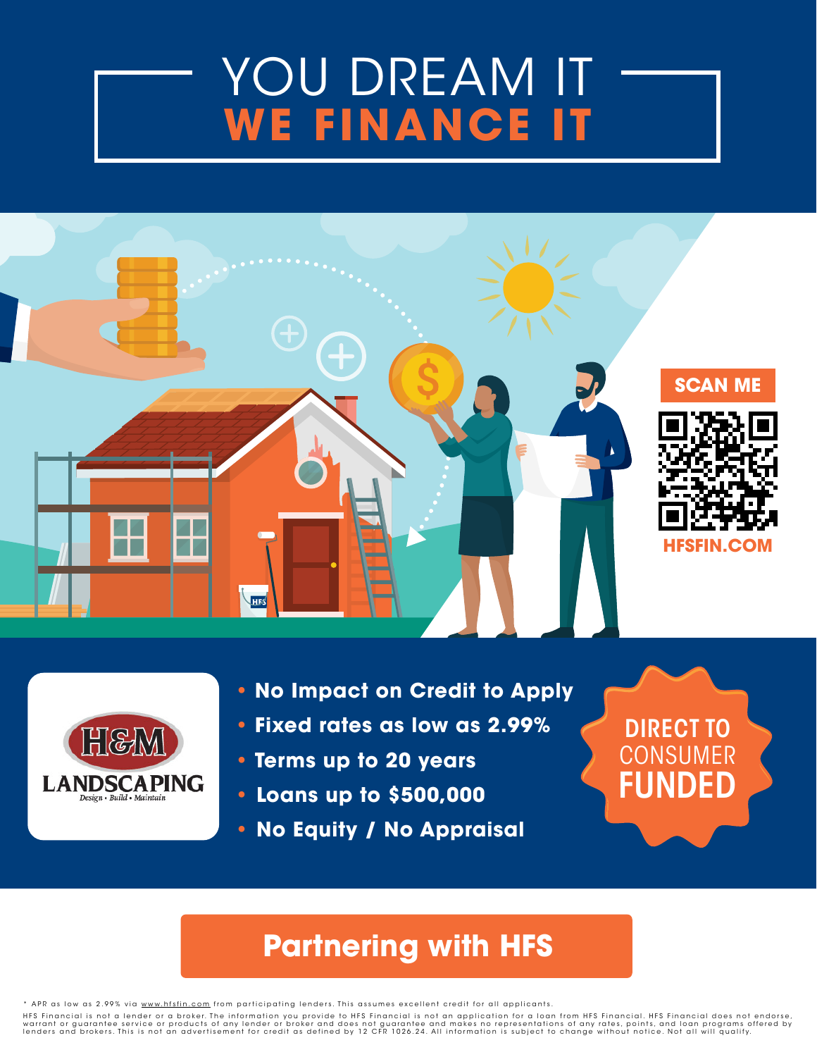# YOU DREAM IT
# WE FINANCE IT

**SCAN ME**

**HFSFIN.COM**

**H&M LANDSCAPING**
Design • Build • Maintain

- **No Impact on Credit to Apply**
- **Fixed rates as low as 2.99%**
- **Terms up to 20 years**
- **Loans up to $500,000**
- **No Equity / No Appraisal**

**DIRECT TO CONSUMER FUNDED**

## Partnering with HFS

* APR as low as 2.99% via www.hfsfin.com from participating lenders. This assumes excellent credit for all applicants.

HFS Financial is not a lender or a broker. The information you provide to HFS Financial is not an application for a loan from HFS Financial. HFS Financial does not endorse, warrant or guarantee service or products of any lender or broker and does not guarantee and makes no representations of any rates, points, and loan programs offered by lenders and brokers. This is not an advertisement for credit as defined by 12 CFR 1026.24. All information is subject to change without notice. Not all will qualify.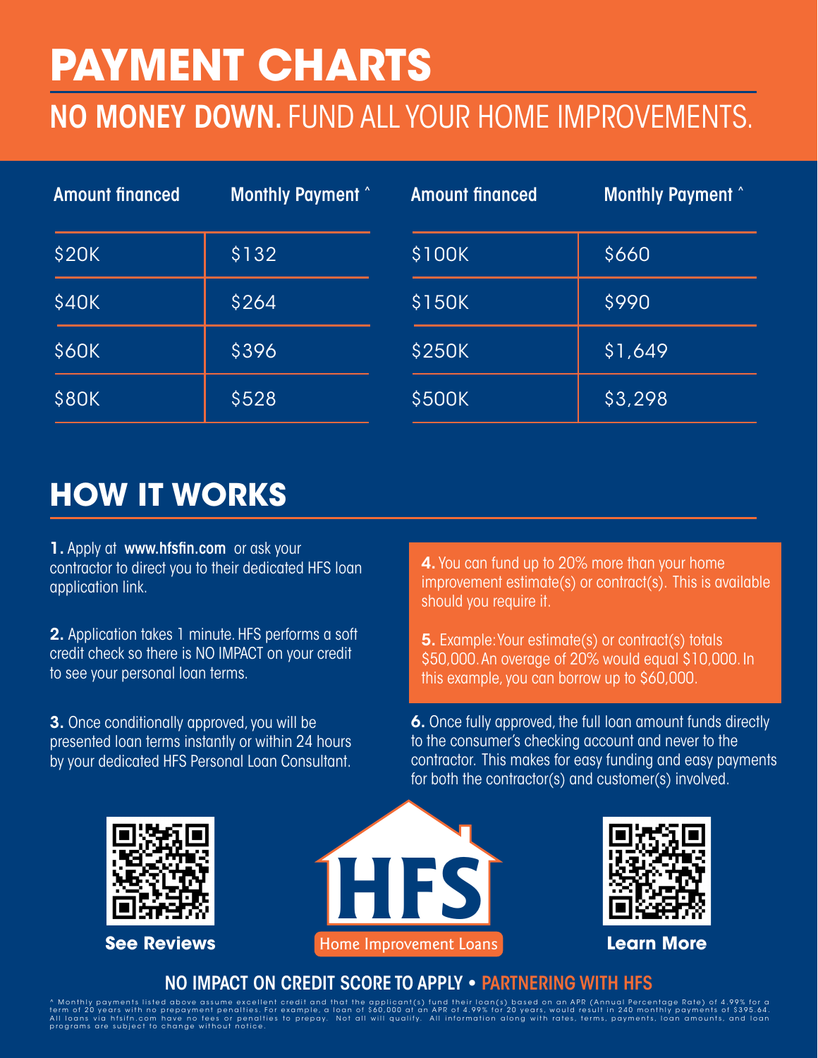# PAYMENT CHARTS

## **NO MONEY DOWN.** FUND ALL YOUR HOME IMPROVEMENTS.

| Amount financed | Monthly Payment ^ | Amount financed | Monthly Payment ^ |
|---|---|---|---|
| $20K | $132 | $100K | $660 |
| $40K | $264 | $150K | $990 |
| $60K | $396 | $250K | $1,649 |
| $80K | $528 | $500K | $3,298 |

## HOW IT WORKS

**1.** Apply at **www.hfsfin.com** or ask your contractor to direct you to their dedicated HFS loan application link.

**2.** Application takes 1 minute. HFS performs a soft credit check so there is NO IMPACT on your credit to see your personal loan terms.

**3.** Once conditionally approved, you will be presented loan terms instantly or within 24 hours by your dedicated HFS Personal Loan Consultant.

**4.** You can fund up to 20% more than your home improvement estimate(s) or contract(s). This is available should you require it.

**5.** Example: Your estimate(s) or contract(s) totals $50,000. An overage of 20% would equal $10,000. In this example, you can borrow up to $60,000.

**6.** Once fully approved, the full loan amount funds directly to the consumer's checking account and never to the contractor. This makes for easy funding and easy payments for both the contractor(s) and customer(s) involved.

**See Reviews**

HFS

Home Improvement Loans

**Learn More**

**NO IMPACT ON CREDIT SCORE TO APPLY • PARTNERING WITH HFS**

^ Monthly payments listed above assume excellent credit and that the applicant(s) fund their loan(s) based on an APR (Annual Percentage Rate) of 4.99% for a term of 20 years with no prepayment penalties. For example, a loan of $60,000 at an APR of 4.99% for 20 years, would result in 240 monthly payments of $395.64. All loans via hfsfin.com have no fees or penalties to prepay. Not all will qualify. All information along with rates, terms, payments, loan amounts, and loan programs are subject to change without notice.